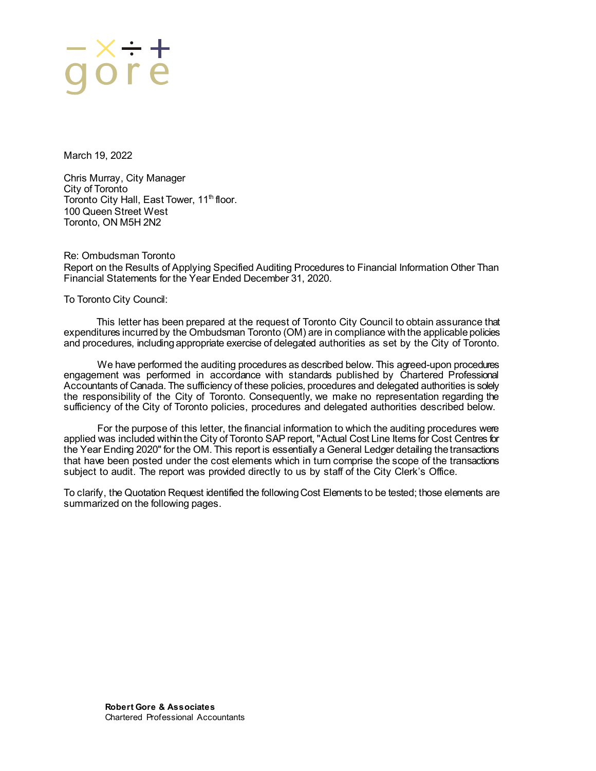March 19, 2022

Chris Murray, City Manager
City of Toronto
Toronto City Hall, East Tower, 11th floor.
100 Queen Street West
Toronto, ON M5H 2N2

Re: Ombudsman Toronto
Report on the Results of Applying Specified Auditing Procedures to Financial Information Other Than Financial Statements for the Year Ended December 31, 2020.

To Toronto City Council:

This letter has been prepared at the request of Toronto City Council to obtain assurance that expenditures incurred by the Ombudsman Toronto (OM) are in compliance with the applicable policies and procedures, including appropriate exercise of delegated authorities as set by the City of Toronto.

We have performed the auditing procedures as described below. This agreed-upon procedures engagement was performed in accordance with standards published by Chartered Professional Accountants of Canada. The sufficiency of these policies, procedures and delegated authorities is solely the responsibility of the City of Toronto. Consequently, we make no representation regarding the sufficiency of the City of Toronto policies, procedures and delegated authorities described below.

For the purpose of this letter, the financial information to which the auditing procedures were applied was included within the City of Toronto SAP report, "Actual Cost Line Items for Cost Centres for the Year Ending 2020" for the OM. This report is essentially a General Ledger detailing the transactions that have been posted under the cost elements which in turn comprise the scope of the transactions subject to audit. The report was provided directly to us by staff of the City Clerk's Office.

To clarify, the Quotation Request identified the following Cost Elements to be tested; those elements are summarized on the following pages.

**Robert Gore & Associates**
Chartered Professional Accountants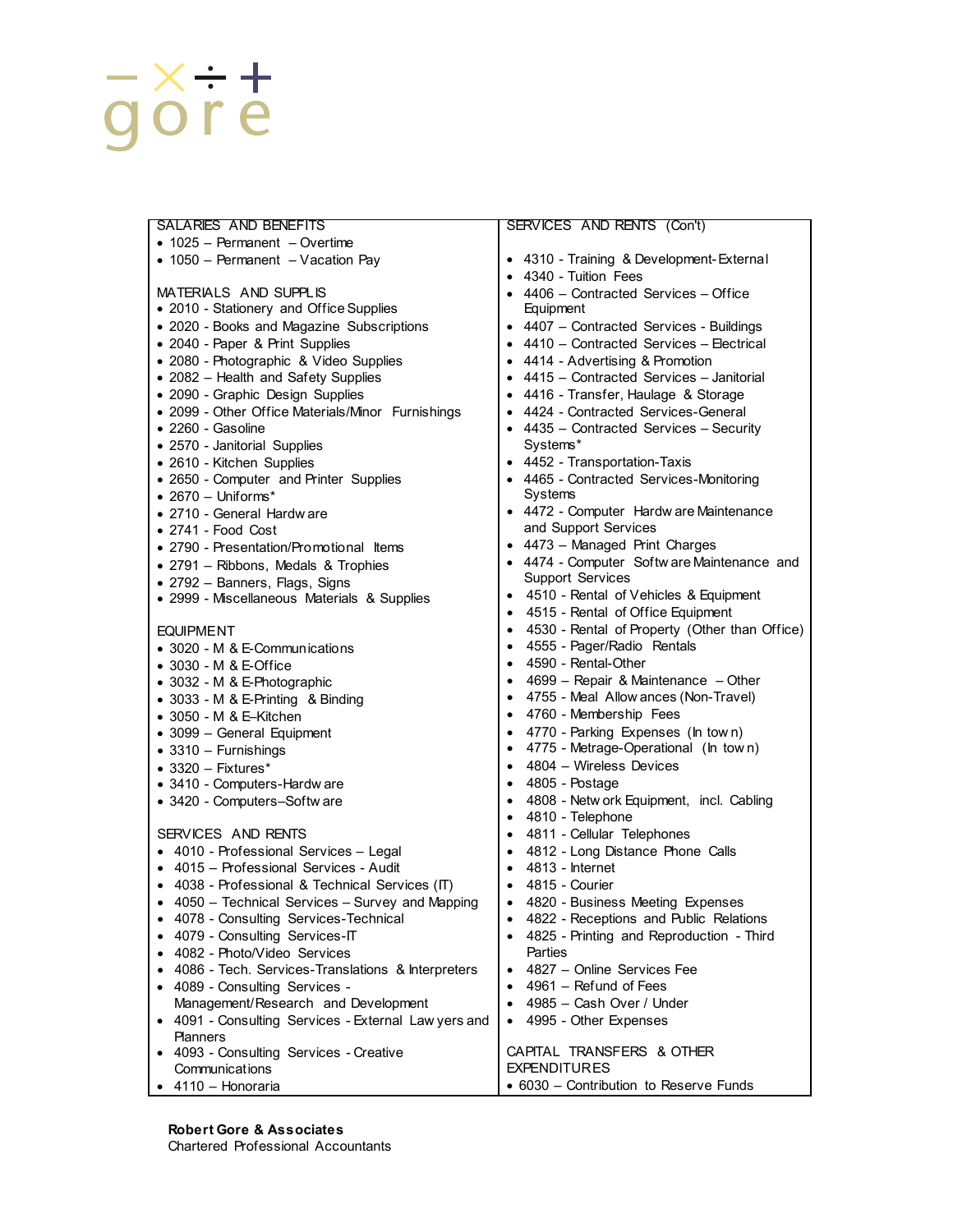gore

## SALARIES AND BENEFITS

- 1025 – Permanent – Overtime
- 1050 – Permanent – Vacation Pay

## MATERIALS AND SUPPLIS

- 2010 - Stationery and Office Supplies
- 2020 - Books and Magazine Subscriptions
- 2040 - Paper & Print Supplies
- 2080 - Photographic & Video Supplies
- 2082 – Health and Safety Supplies
- 2090 - Graphic Design Supplies
- 2099 - Other Office Materials/Minor Furnishings
- 2260 - Gasoline
- 2570 - Janitorial Supplies
- 2610 - Kitchen Supplies
- 2650 - Computer and Printer Supplies
- 2670 – Uniforms*
- 2710 - General Hardware
- 2741 - Food Cost
- 2790 - Presentation/Promotional Items
- 2791 – Ribbons, Medals & Trophies
- 2792 – Banners, Flags, Signs
- 2999 - Miscellaneous Materials & Supplies

## EQUIPMENT

- 3020 - M & E-Communications
- 3030 - M & E-Office
- 3032 - M & E-Photographic
- 3033 - M & E-Printing & Binding
- 3050 - M & E–Kitchen
- 3099 – General Equipment
- 3310 – Furnishings
- 3320 – Fixtures*
- 3410 - Computers-Hardware
- 3420 - Computers–Software

## SERVICES AND RENTS

- 4010 - Professional Services – Legal
- 4015 – Professional Services - Audit
- 4038 - Professional & Technical Services (IT)
- 4050 – Technical Services – Survey and Mapping
- 4078 - Consulting Services-Technical
- 4079 - Consulting Services-IT
- 4082 - Photo/Video Services
- 4086 - Tech. Services-Translations & Interpreters
- 4089 - Consulting Services - Management/Research and Development
- 4091 - Consulting Services - External Lawyers and Planners
- 4093 - Consulting Services - Creative Communications
- 4110 – Honoraria

## SERVICES AND RENTS (Con't)

- 4310 - Training & Development-External
- 4340 - Tuition Fees
- 4406 – Contracted Services – Office Equipment
- 4407 – Contracted Services - Buildings
- 4410 – Contracted Services – Electrical
- 4414 - Advertising & Promotion
- 4415 – Contracted Services – Janitorial
- 4416 - Transfer, Haulage & Storage
- 4424 - Contracted Services-General
- 4435 – Contracted Services – Security Systems*
- 4452 - Transportation-Taxis
- 4465 - Contracted Services-Monitoring Systems
- 4472 - Computer Hardware Maintenance and Support Services
- 4473 – Managed Print Charges
- 4474 - Computer Software Maintenance and Support Services
- 4510 - Rental of Vehicles & Equipment
- 4515 - Rental of Office Equipment
- 4530 - Rental of Property (Other than Office)
- 4555 - Pager/Radio Rentals
- 4590 - Rental-Other
- 4699 – Repair & Maintenance – Other
- 4755 - Meal Allowances (Non-Travel)
- 4760 - Membership Fees
- 4770 - Parking Expenses (In town)
- 4775 - Metrage-Operational (In town)
- 4804 – Wireless Devices
- 4805 - Postage
- 4808 - Network Equipment, incl. Cabling
- 4810 - Telephone
- 4811 - Cellular Telephones
- 4812 - Long Distance Phone Calls
- 4813 - Internet
- 4815 - Courier
- 4820 - Business Meeting Expenses
- 4822 - Receptions and Public Relations
- 4825 - Printing and Reproduction - Third Parties
- 4827 – Online Services Fee
- 4961 – Refund of Fees
- 4985 – Cash Over / Under
- 4995 - Other Expenses

## CAPITAL TRANSFERS & OTHER EXPENDITURES

- 6030 – Contribution to Reserve Funds

**Robert Gore & Associates**
Chartered Professional Accountants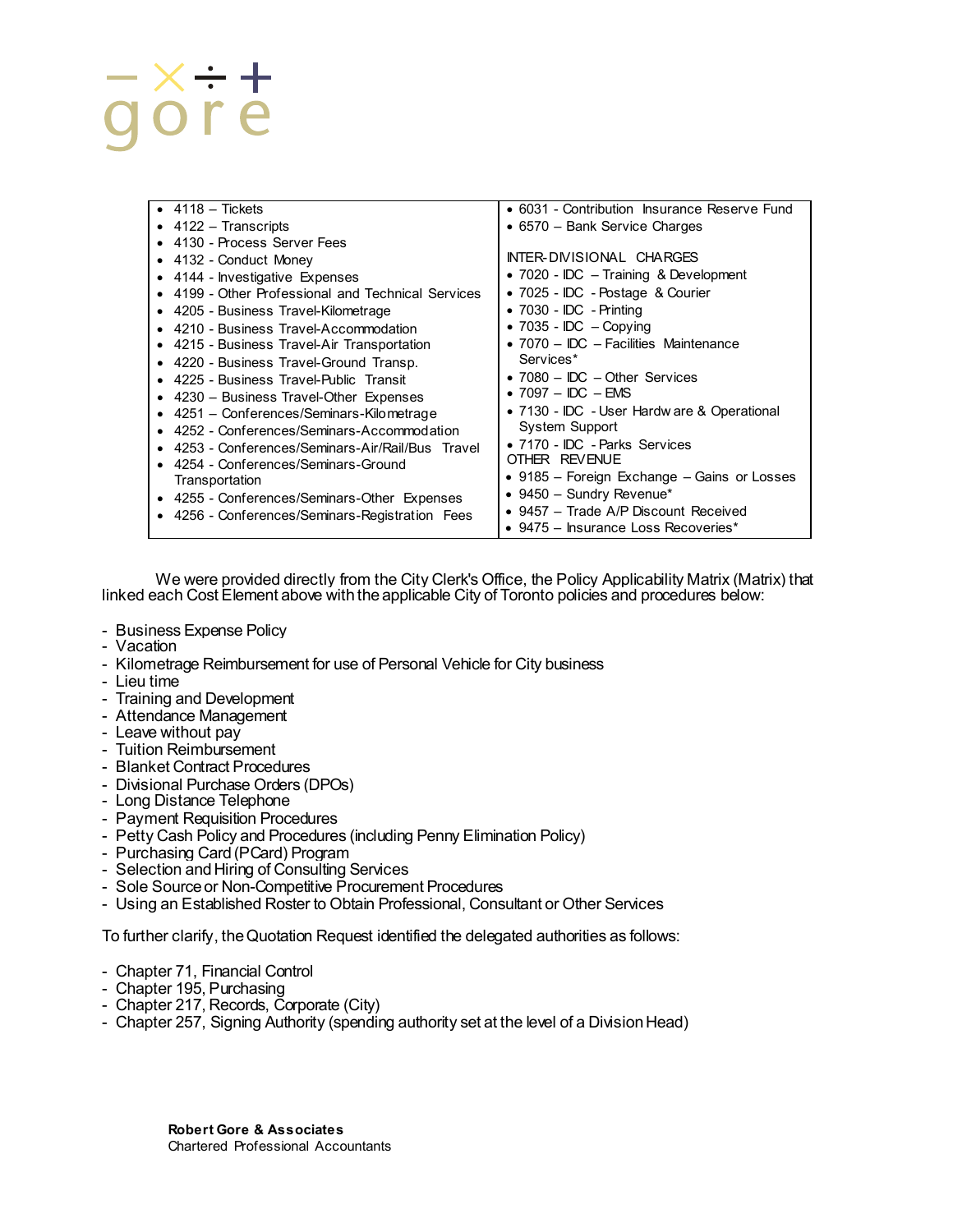| | |
|---|---|
| • 4118 – Tickets<br>• 4122 – Transcripts<br>• 4130 - Process Server Fees<br>• 4132 - Conduct Money<br>• 4144 - Investigative Expenses<br>• 4199 - Other Professional and Technical Services<br>• 4205 - Business Travel-Kilometrage<br>• 4210 - Business Travel-Accommodation<br>• 4215 - Business Travel-Air Transportation<br>• 4220 - Business Travel-Ground Transp.<br>• 4225 - Business Travel-Public Transit<br>• 4230 – Business Travel-Other Expenses<br>• 4251 – Conferences/Seminars-Kilometrage<br>• 4252 - Conferences/Seminars-Accommodation<br>• 4253 - Conferences/Seminars-Air/Rail/Bus Travel<br>• 4254 - Conferences/Seminars-Ground Transportation<br>• 4255 - Conferences/Seminars-Other Expenses<br>• 4256 - Conferences/Seminars-Registration Fees | • 6031 - Contribution Insurance Reserve Fund<br>• 6570 – Bank Service Charges<br><br>INTER-DIVISIONAL CHARGES<br>• 7020 - IDC – Training & Development<br>• 7025 - IDC - Postage & Courier<br>• 7030 - IDC - Printing<br>• 7035 - IDC – Copying<br>• 7070 – IDC – Facilities Maintenance Services*<br>• 7080 – IDC – Other Services<br>• 7097 – IDC – EMS<br>• 7130 - IDC - User Hardware & Operational System Support<br>• 7170 - IDC - Parks Services<br>OTHER REVENUE<br>• 9185 – Foreign Exchange – Gains or Losses<br>• 9450 – Sundry Revenue*<br>• 9457 – Trade A/P Discount Received<br>• 9475 – Insurance Loss Recoveries* |

We were provided directly from the City Clerk's Office, the Policy Applicability Matrix (Matrix) that linked each Cost Element above with the applicable City of Toronto policies and procedures below:

- Business Expense Policy
- Vacation
- Kilometrage Reimbursement for use of Personal Vehicle for City business
- Lieu time
- Training and Development
- Attendance Management
- Leave without pay
- Tuition Reimbursement
- Blanket Contract Procedures
- Divisional Purchase Orders (DPOs)
- Long Distance Telephone
- Payment Requisition Procedures
- Petty Cash Policy and Procedures (including Penny Elimination Policy)
- Purchasing Card (PCard) Program
- Selection and Hiring of Consulting Services
- Sole Source or Non-Competitive Procurement Procedures
- Using an Established Roster to Obtain Professional, Consultant or Other Services

To further clarify, the Quotation Request identified the delegated authorities as follows:

- Chapter 71, Financial Control
- Chapter 195, Purchasing
- Chapter 217, Records, Corporate (City)
- Chapter 257, Signing Authority (spending authority set at the level of a Division Head)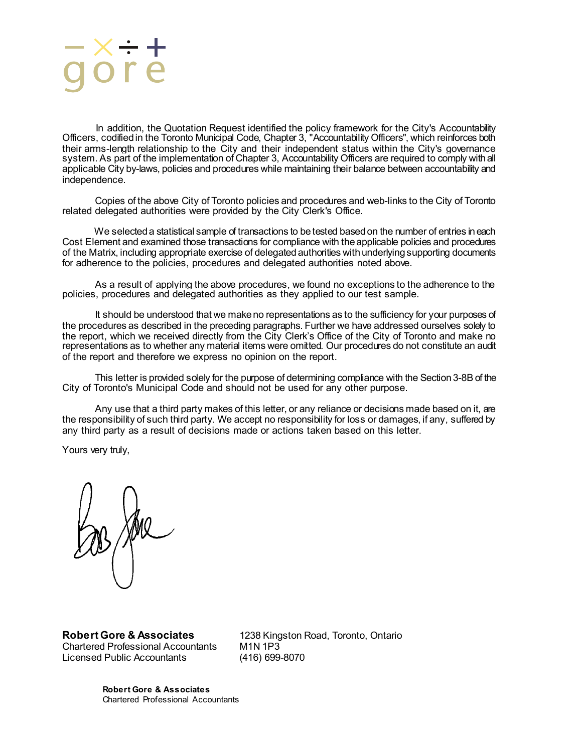In addition, the Quotation Request identified the policy framework for the City's Accountability Officers, codified in the Toronto Municipal Code, Chapter 3, "Accountability Officers", which reinforces both their arms-length relationship to the City and their independent status within the City's governance system. As part of the implementation of Chapter 3, Accountability Officers are required to comply with all applicable City by-laws, policies and procedures while maintaining their balance between accountability and independence.

Copies of the above City of Toronto policies and procedures and web-links to the City of Toronto related delegated authorities were provided by the City Clerk's Office.

We selected a statistical sample of transactions to be tested based on the number of entries in each Cost Element and examined those transactions for compliance with the applicable policies and procedures of the Matrix, including appropriate exercise of delegated authorities with underlying supporting documents for adherence to the policies, procedures and delegated authorities noted above.

As a result of applying the above procedures, we found no exceptions to the adherence to the policies, procedures and delegated authorities as they applied to our test sample.

It should be understood that we make no representations as to the sufficiency for your purposes of the procedures as described in the preceding paragraphs. Further we have addressed ourselves solely to the report, which we received directly from the City Clerk's Office of the City of Toronto and make no representations as to whether any material items were omitted. Our procedures do not constitute an audit of the report and therefore we express no opinion on the report.

This letter is provided solely for the purpose of determining compliance with the Section 3-8B of the City of Toronto's Municipal Code and should not be used for any other purpose.

Any use that a third party makes of this letter, or any reliance or decisions made based on it, are the responsibility of such third party. We accept no responsibility for loss or damages, if any, suffered by any third party as a result of decisions made or actions taken based on this letter.

Yours very truly,

**Robert Gore & Associates**
Chartered Professional Accountants
Licensed Public Accountants

1238 Kingston Road, Toronto, Ontario
M1N 1P3
(416) 699-8070

**Robert Gore & Associates**
Chartered Professional Accountants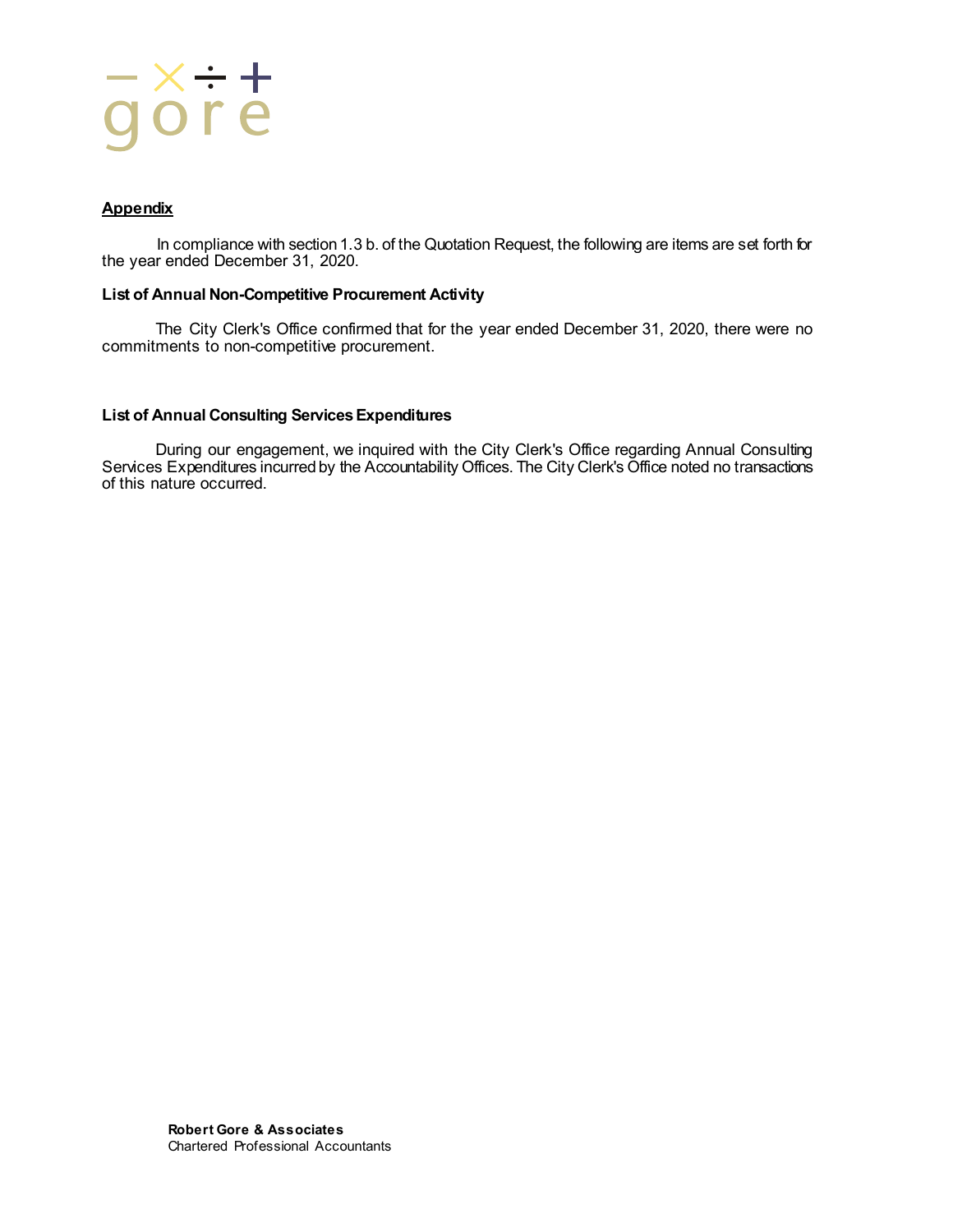gore

**Appendix**

In compliance with section 1.3 b. of the Quotation Request, the following are items are set forth for the year ended December 31, 2020.

**List of Annual Non-Competitive Procurement Activity**

The City Clerk's Office confirmed that for the year ended December 31, 2020, there were no commitments to non-competitive procurement.

**List of Annual Consulting Services Expenditures**

During our engagement, we inquired with the City Clerk's Office regarding Annual Consulting Services Expenditures incurred by the Accountability Offices. The City Clerk's Office noted no transactions of this nature occurred.

**Robert Gore & Associates**
Chartered Professional Accountants